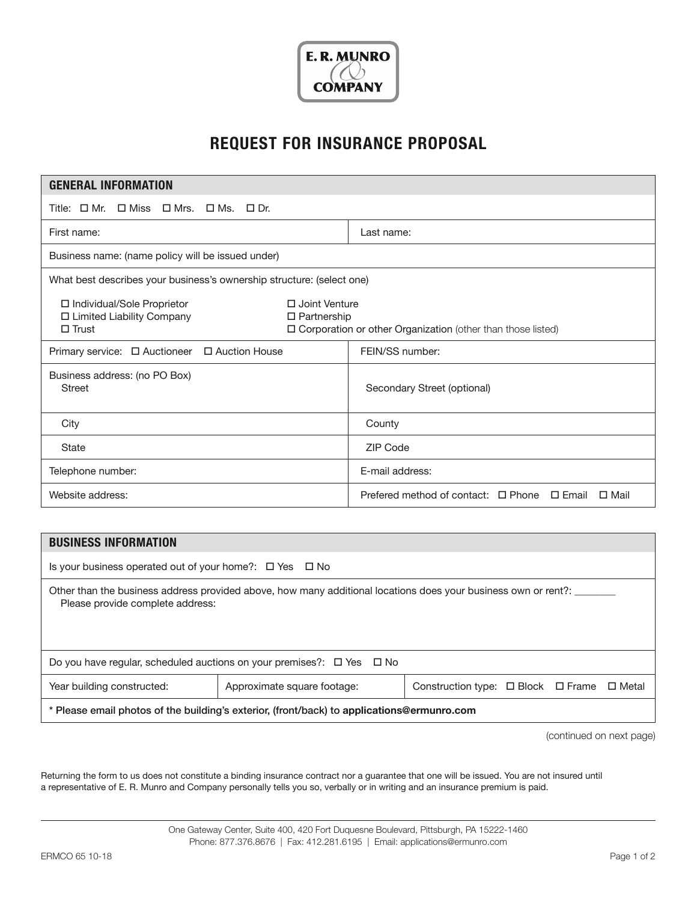E. R. MUNRO & COMPANY

# REQUEST FOR INSURANCE PROPOSAL

## GENERAL INFORMATION

Title: ☐ Mr. ☐ Miss ☐ Mrs. ☐ Ms. ☐ Dr.

| First name: | Last name: |
|---|---|
| Business name: (name policy will be issued under) | |

What best describes your business's ownership structure: (select one)

- ☐ Individual/Sole Proprietor
- ☐ Limited Liability Company
- ☐ Trust
- ☐ Joint Venture
- ☐ Partnership
- ☐ Corporation or other Organization (other than those listed)

| | |
|---|---|
| Primary service: ☐ Auctioneer ☐ Auction House | FEIN/SS number: |
| Business address: (no PO Box) Street | Secondary Street (optional) |
| City | County |
| State | ZIP Code |
| Telephone number: | E-mail address: |
| Website address: | Prefered method of contact: ☐ Phone ☐ Email ☐ Mail |

## BUSINESS INFORMATION

Is your business operated out of your home?: ☐ Yes ☐ No

Other than the business address provided above, how many additional locations does your business own or rent?: _______
Please provide complete address:

Do you have regular, scheduled auctions on your premises?: ☐ Yes ☐ No

| Year building constructed: | Approximate square footage: | Construction type: ☐ Block ☐ Frame ☐ Metal |
|---|---|---|

**\* Please email photos of the building's exterior, (front/back) to applications@ermunro.com**

(continued on next page)

Returning the form to us does not constitute a binding insurance contract nor a guarantee that one will be issued. You are not insured until a representative of E. R. Munro and Company personally tells you so, verbally or in writing and an insurance premium is paid.

One Gateway Center, Suite 400, 420 Fort Duquesne Boulevard, Pittsburgh, PA 15222-1460
Phone: 877.376.8676 | Fax: 412.281.6195 | Email: applications@ermunro.com

ERMCO 65 10-18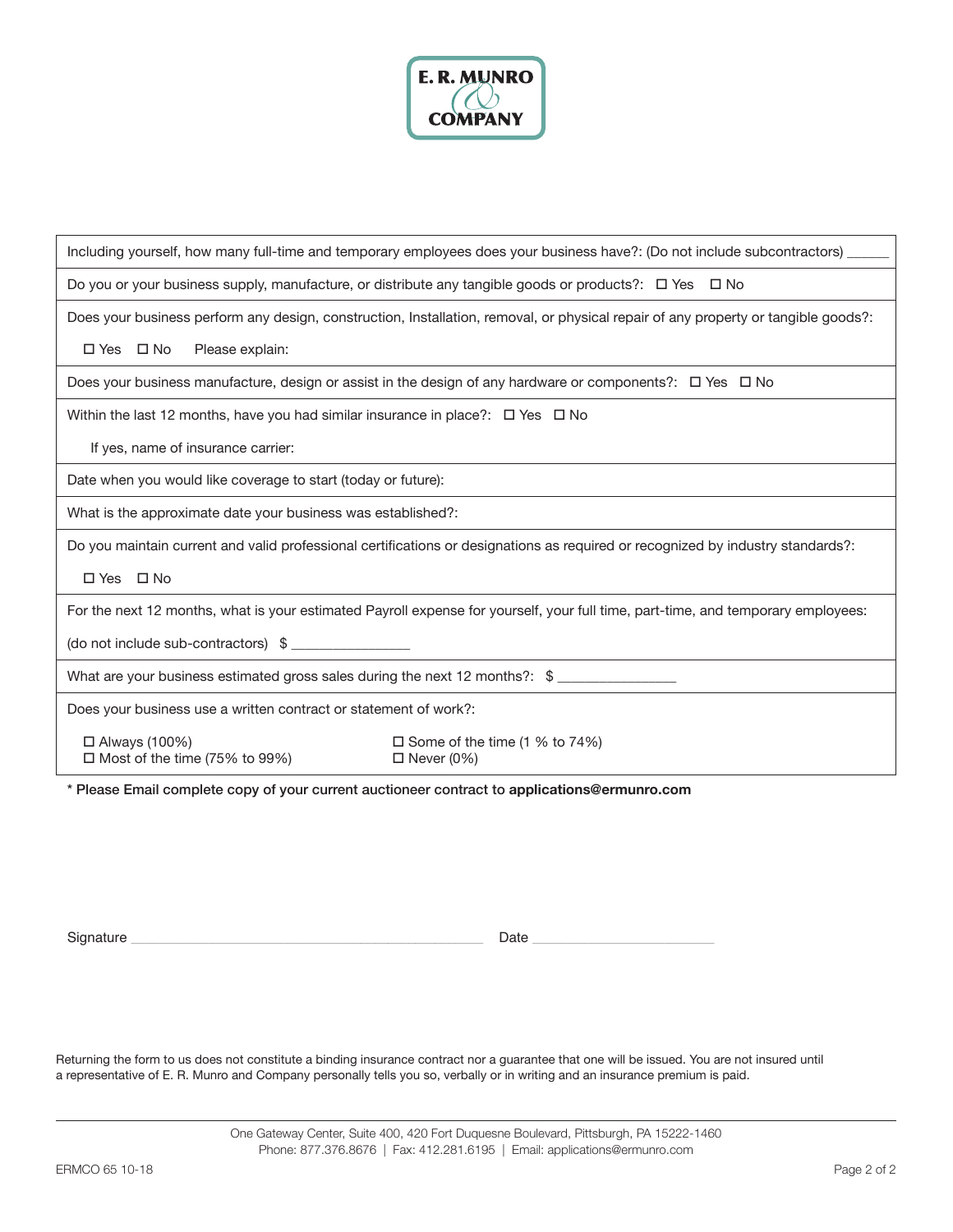**E. R. MUNRO & COMPANY**

| |
|---|
| Including yourself, how many full-time and temporary employees does your business have?: (Do not include subcontractors) ______ |
| Do you or your business supply, manufacture, or distribute any tangible goods or products?: ☐ Yes ☐ No |
| Does your business perform any design, construction, Installation, removal, or physical repair of any property or tangible goods?: ☐ Yes ☐ No Please explain: |
| Does your business manufacture, design or assist in the design of any hardware or components?: ☐ Yes ☐ No |
| Within the last 12 months, have you had similar insurance in place?: ☐ Yes ☐ No<br>If yes, name of insurance carrier: |
| Date when you would like coverage to start (today or future): |
| What is the approximate date your business was established?: |
| Do you maintain current and valid professional certifications or designations as required or recognized by industry standards?: ☐ Yes ☐ No |
| For the next 12 months, what is your estimated Payroll expense for yourself, your full time, part-time, and temporary employees: (do not include sub-contractors) $ _______________ |
| What are your business estimated gross sales during the next 12 months?: $ _______________ |
| Does your business use a written contract or statement of work?:<br>☐ Always (100%) ☐ Some of the time (1 % to 74%)<br>☐ Most of the time (75% to 99%) ☐ Never (0%) |

* Please Email complete copy of your current auctioneer contract to **applications@ermunro.com**

Signature ________________________________________ Date ______________________

Returning the form to us does not constitute a binding insurance contract nor a guarantee that one will be issued. You are not insured until a representative of E. R. Munro and Company personally tells you so, verbally or in writing and an insurance premium is paid.

One Gateway Center, Suite 400, 420 Fort Duquesne Boulevard, Pittsburgh, PA 15222-1460
Phone: 877.376.8676 | Fax: 412.281.6195 | Email: applications@ermunro.com

ERMCO 65 10-18